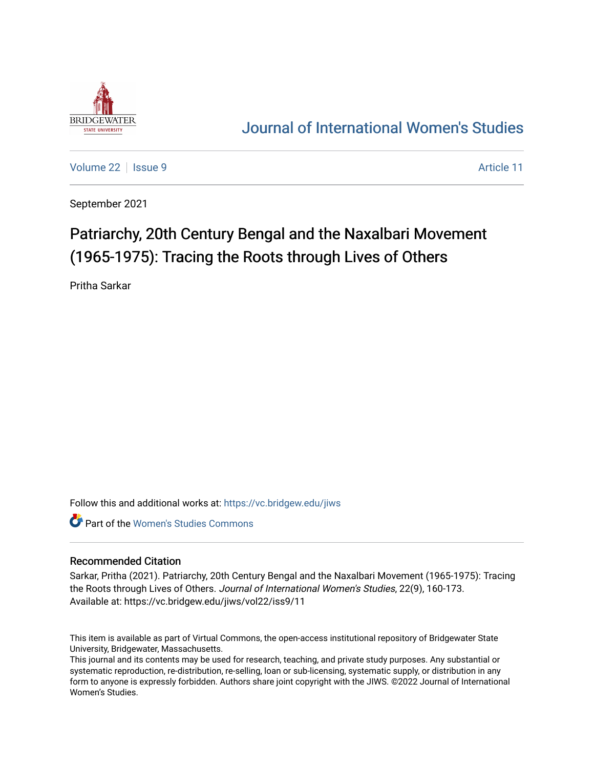Journal of International Women's Studies

Volume 22 | Issue 9 | Article 11

September 2021

# Patriarchy, 20th Century Bengal and the Naxalbari Movement (1965-1975): Tracing the Roots through Lives of Others

Pritha Sarkar

Follow this and additional works at: https://vc.bridgew.edu/jiws

Part of the Women's Studies Commons

## Recommended Citation

Sarkar, Pritha (2021). Patriarchy, 20th Century Bengal and the Naxalbari Movement (1965-1975): Tracing the Roots through Lives of Others. *Journal of International Women's Studies*, 22(9), 160-173.
Available at: https://vc.bridgew.edu/jiws/vol22/iss9/11

This item is available as part of Virtual Commons, the open-access institutional repository of Bridgewater State University, Bridgewater, Massachusetts.
This journal and its contents may be used for research, teaching, and private study purposes. Any substantial or systematic reproduction, re-distribution, re-selling, loan or sub-licensing, systematic supply, or distribution in any form to anyone is expressly forbidden. Authors share joint copyright with the JIWS. ©2022 Journal of International Women's Studies.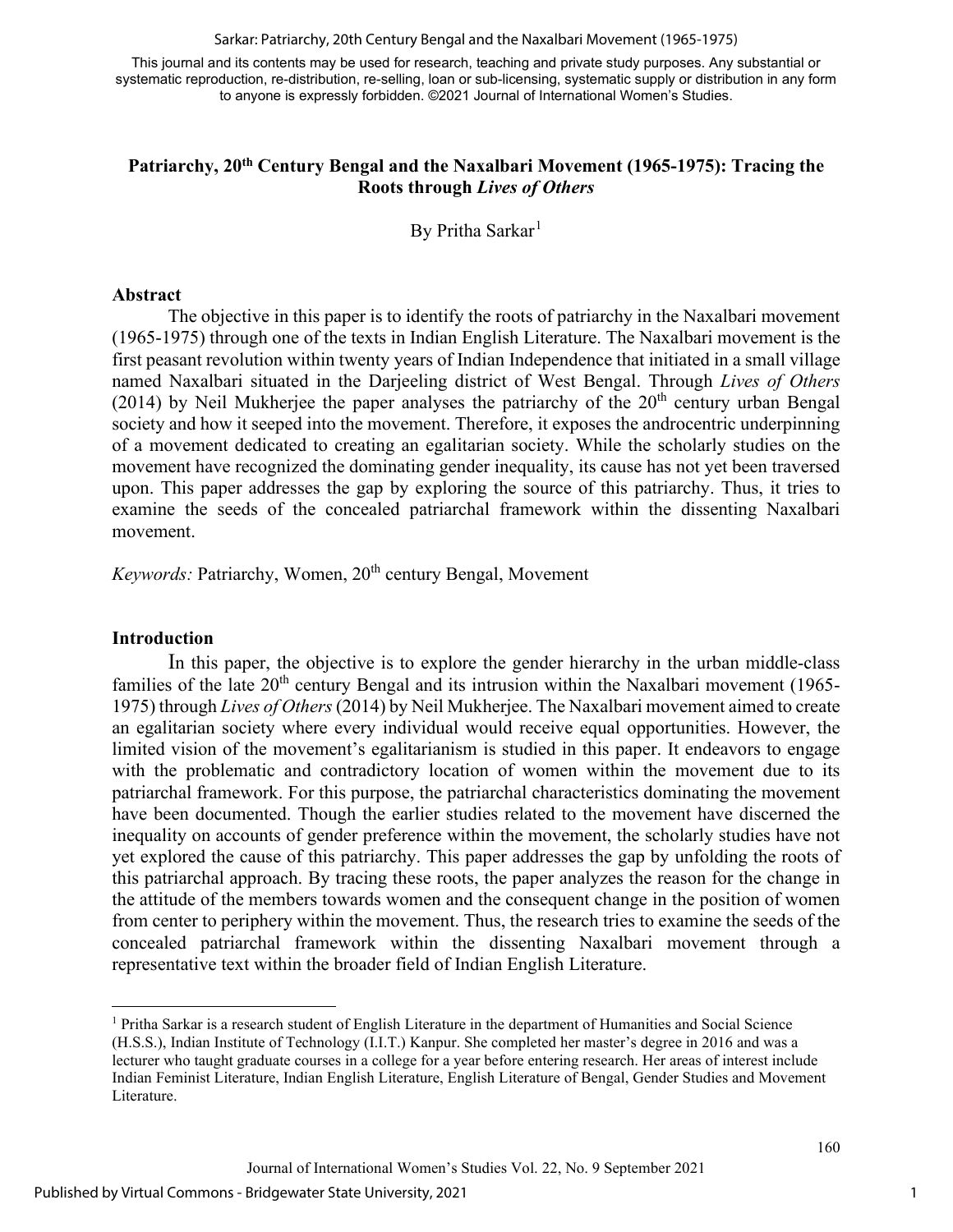# Patriarchy, 20th Century Bengal and the Naxalbari Movement (1965-1975): Tracing the Roots through *Lives of Others*

By Pritha Sarkar[1]

## Abstract

The objective in this paper is to identify the roots of patriarchy in the Naxalbari movement (1965-1975) through one of the texts in Indian English Literature. The Naxalbari movement is the first peasant revolution within twenty years of Indian Independence that initiated in a small village named Naxalbari situated in the Darjeeling district of West Bengal. Through *Lives of Others* (2014) by Neil Mukherjee the paper analyses the patriarchy of the 20th century urban Bengal society and how it seeped into the movement. Therefore, it exposes the androcentric underpinning of a movement dedicated to creating an egalitarian society. While the scholarly studies on the movement have recognized the dominating gender inequality, its cause has not yet been traversed upon. This paper addresses the gap by exploring the source of this patriarchy. Thus, it tries to examine the seeds of the concealed patriarchal framework within the dissenting Naxalbari movement.

*Keywords:* Patriarchy, Women, 20th century Bengal, Movement

## Introduction

In this paper, the objective is to explore the gender hierarchy in the urban middle-class families of the late 20th century Bengal and its intrusion within the Naxalbari movement (1965-1975) through *Lives of Others* (2014) by Neil Mukherjee. The Naxalbari movement aimed to create an egalitarian society where every individual would receive equal opportunities. However, the limited vision of the movement's egalitarianism is studied in this paper. It endeavors to engage with the problematic and contradictory location of women within the movement due to its patriarchal framework. For this purpose, the patriarchal characteristics dominating the movement have been documented. Though the earlier studies related to the movement have discerned the inequality on accounts of gender preference within the movement, the scholarly studies have not yet explored the cause of this patriarchy. This paper addresses the gap by unfolding the roots of this patriarchal approach. By tracing these roots, the paper analyzes the reason for the change in the attitude of the members towards women and the consequent change in the position of women from center to periphery within the movement. Thus, the research tries to examine the seeds of the concealed patriarchal framework within the dissenting Naxalbari movement through a representative text within the broader field of Indian English Literature.

[1] Pritha Sarkar is a research student of English Literature in the department of Humanities and Social Science (H.S.S.), Indian Institute of Technology (I.I.T.) Kanpur. She completed her master's degree in 2016 and was a lecturer who taught graduate courses in a college for a year before entering research. Her areas of interest include Indian Feminist Literature, Indian English Literature, English Literature of Bengal, Gender Studies and Movement Literature.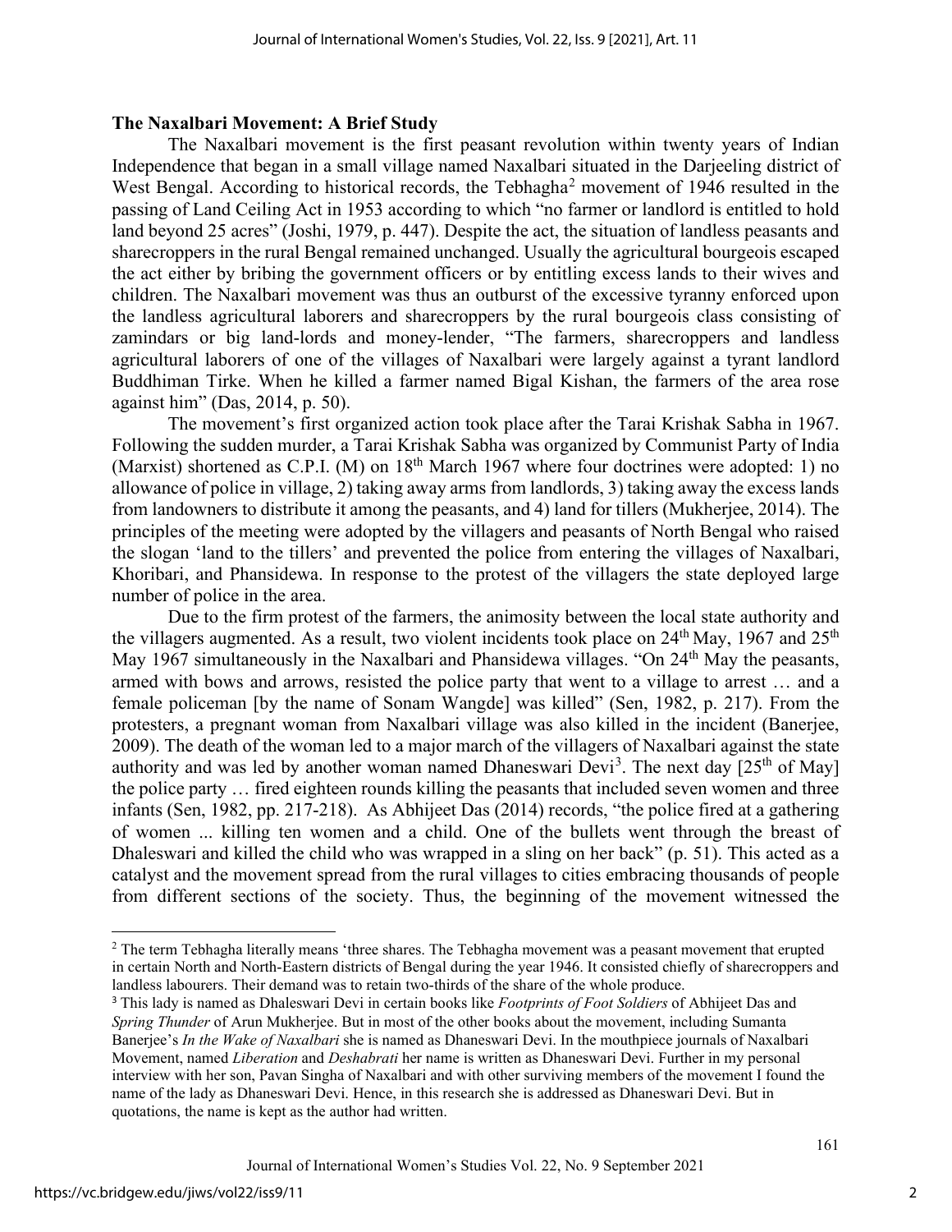## The Naxalbari Movement: A Brief Study

The Naxalbari movement is the first peasant revolution within twenty years of Indian Independence that began in a small village named Naxalbari situated in the Darjeeling district of West Bengal. According to historical records, the Tebhagha[2] movement of 1946 resulted in the passing of Land Ceiling Act in 1953 according to which "no farmer or landlord is entitled to hold land beyond 25 acres" (Joshi, 1979, p. 447). Despite the act, the situation of landless peasants and sharecroppers in the rural Bengal remained unchanged. Usually the agricultural bourgeois escaped the act either by bribing the government officers or by entitling excess lands to their wives and children. The Naxalbari movement was thus an outburst of the excessive tyranny enforced upon the landless agricultural laborers and sharecroppers by the rural bourgeois class consisting of zamindars or big land-lords and money-lender, "The farmers, sharecroppers and landless agricultural laborers of one of the villages of Naxalbari were largely against a tyrant landlord Buddhiman Tirke. When he killed a farmer named Bigal Kishan, the farmers of the area rose against him" (Das, 2014, p. 50).

The movement's first organized action took place after the Tarai Krishak Sabha in 1967. Following the sudden murder, a Tarai Krishak Sabha was organized by Communist Party of India (Marxist) shortened as C.P.I. (M) on 18th March 1967 where four doctrines were adopted: 1) no allowance of police in village, 2) taking away arms from landlords, 3) taking away the excess lands from landowners to distribute it among the peasants, and 4) land for tillers (Mukherjee, 2014). The principles of the meeting were adopted by the villagers and peasants of North Bengal who raised the slogan 'land to the tillers' and prevented the police from entering the villages of Naxalbari, Khoribari, and Phansidewa. In response to the protest of the villagers the state deployed large number of police in the area.

Due to the firm protest of the farmers, the animosity between the local state authority and the villagers augmented. As a result, two violent incidents took place on 24th May, 1967 and 25th May 1967 simultaneously in the Naxalbari and Phansidewa villages. "On 24th May the peasants, armed with bows and arrows, resisted the police party that went to a village to arrest … and a female policeman [by the name of Sonam Wangde] was killed" (Sen, 1982, p. 217). From the protesters, a pregnant woman from Naxalbari village was also killed in the incident (Banerjee, 2009). The death of the woman led to a major march of the villagers of Naxalbari against the state authority and was led by another woman named Dhaneswari Devi[3]. The next day [25th of May] the police party … fired eighteen rounds killing the peasants that included seven women and three infants (Sen, 1982, pp. 217-218). As Abhijeet Das (2014) records, "the police fired at a gathering of women ... killing ten women and a child. One of the bullets went through the breast of Dhaleswari and killed the child who was wrapped in a sling on her back" (p. 51). This acted as a catalyst and the movement spread from the rural villages to cities embracing thousands of people from different sections of the society. Thus, the beginning of the movement witnessed the

---

[2] The term Tebhagha literally means 'three shares. The Tebhagha movement was a peasant movement that erupted in certain North and North-Eastern districts of Bengal during the year 1946. It consisted chiefly of sharecroppers and landless labourers. Their demand was to retain two-thirds of the share of the whole produce.

[3] This lady is named as Dhaleswari Devi in certain books like *Footprints of Foot Soldiers* of Abhijeet Das and *Spring Thunder* of Arun Mukherjee. But in most of the other books about the movement, including Sumanta Banerjee's *In the Wake of Naxalbari* she is named as Dhaneswari Devi. In the mouthpiece journals of Naxalbari Movement, named *Liberation* and *Deshabrati* her name is written as Dhaneswari Devi. Further in my personal interview with her son, Pavan Singha of Naxalbari and with other surviving members of the movement I found the name of the lady as Dhaneswari Devi. Hence, in this research she is addressed as Dhaneswari Devi. But in quotations, the name is kept as the author had written.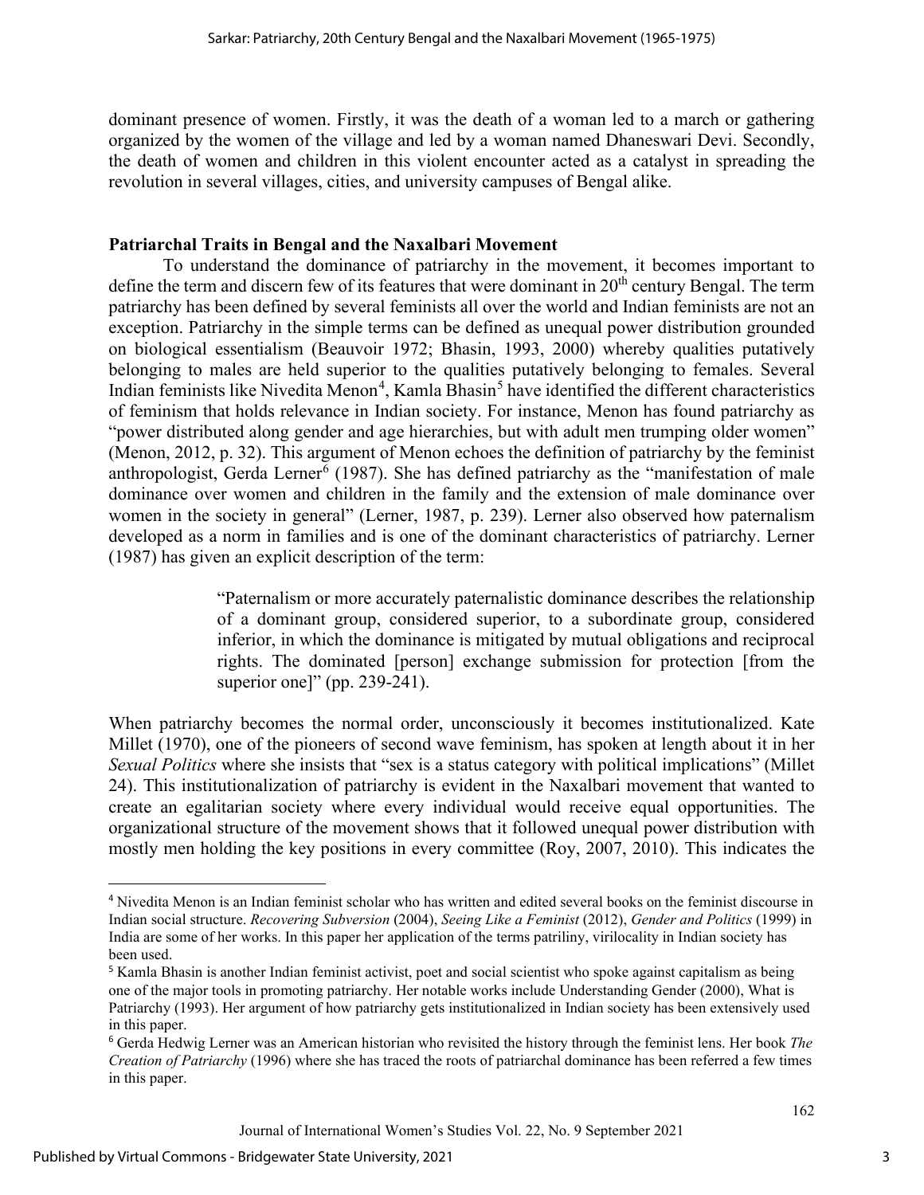dominant presence of women. Firstly, it was the death of a woman led to a march or gathering organized by the women of the village and led by a woman named Dhaneswari Devi. Secondly, the death of women and children in this violent encounter acted as a catalyst in spreading the revolution in several villages, cities, and university campuses of Bengal alike.

## Patriarchal Traits in Bengal and the Naxalbari Movement

To understand the dominance of patriarchy in the movement, it becomes important to define the term and discern few of its features that were dominant in 20th century Bengal. The term patriarchy has been defined by several feminists all over the world and Indian feminists are not an exception. Patriarchy in the simple terms can be defined as unequal power distribution grounded on biological essentialism (Beauvoir 1972; Bhasin, 1993, 2000) whereby qualities putatively belonging to males are held superior to the qualities putatively belonging to females. Several Indian feminists like Nivedita Menon[4], Kamla Bhasin[5] have identified the different characteristics of feminism that holds relevance in Indian society. For instance, Menon has found patriarchy as "power distributed along gender and age hierarchies, but with adult men trumping older women" (Menon, 2012, p. 32). This argument of Menon echoes the definition of patriarchy by the feminist anthropologist, Gerda Lerner[6] (1987). She has defined patriarchy as the "manifestation of male dominance over women and children in the family and the extension of male dominance over women in the society in general" (Lerner, 1987, p. 239). Lerner also observed how paternalism developed as a norm in families and is one of the dominant characteristics of patriarchy. Lerner (1987) has given an explicit description of the term:

> "Paternalism or more accurately paternalistic dominance describes the relationship of a dominant group, considered superior, to a subordinate group, considered inferior, in which the dominance is mitigated by mutual obligations and reciprocal rights. The dominated [person] exchange submission for protection [from the superior one]" (pp. 239-241).

When patriarchy becomes the normal order, unconsciously it becomes institutionalized. Kate Millet (1970), one of the pioneers of second wave feminism, has spoken at length about it in her *Sexual Politics* where she insists that "sex is a status category with political implications" (Millet 24). This institutionalization of patriarchy is evident in the Naxalbari movement that wanted to create an egalitarian society where every individual would receive equal opportunities. The organizational structure of the movement shows that it followed unequal power distribution with mostly men holding the key positions in every committee (Roy, 2007, 2010). This indicates the

---

[4] Nivedita Menon is an Indian feminist scholar who has written and edited several books on the feminist discourse in Indian social structure. *Recovering Subversion* (2004), *Seeing Like a Feminist* (2012), *Gender and Politics* (1999) in India are some of her works. In this paper her application of the terms patriliny, virilocality in Indian society has been used.

[5] Kamla Bhasin is another Indian feminist activist, poet and social scientist who spoke against capitalism as being one of the major tools in promoting patriarchy. Her notable works include Understanding Gender (2000), What is Patriarchy (1993). Her argument of how patriarchy gets institutionalized in Indian society has been extensively used in this paper.

[6] Gerda Hedwig Lerner was an American historian who revisited the history through the feminist lens. Her book *The Creation of Patriarchy* (1996) where she has traced the roots of patriarchal dominance has been referred a few times in this paper.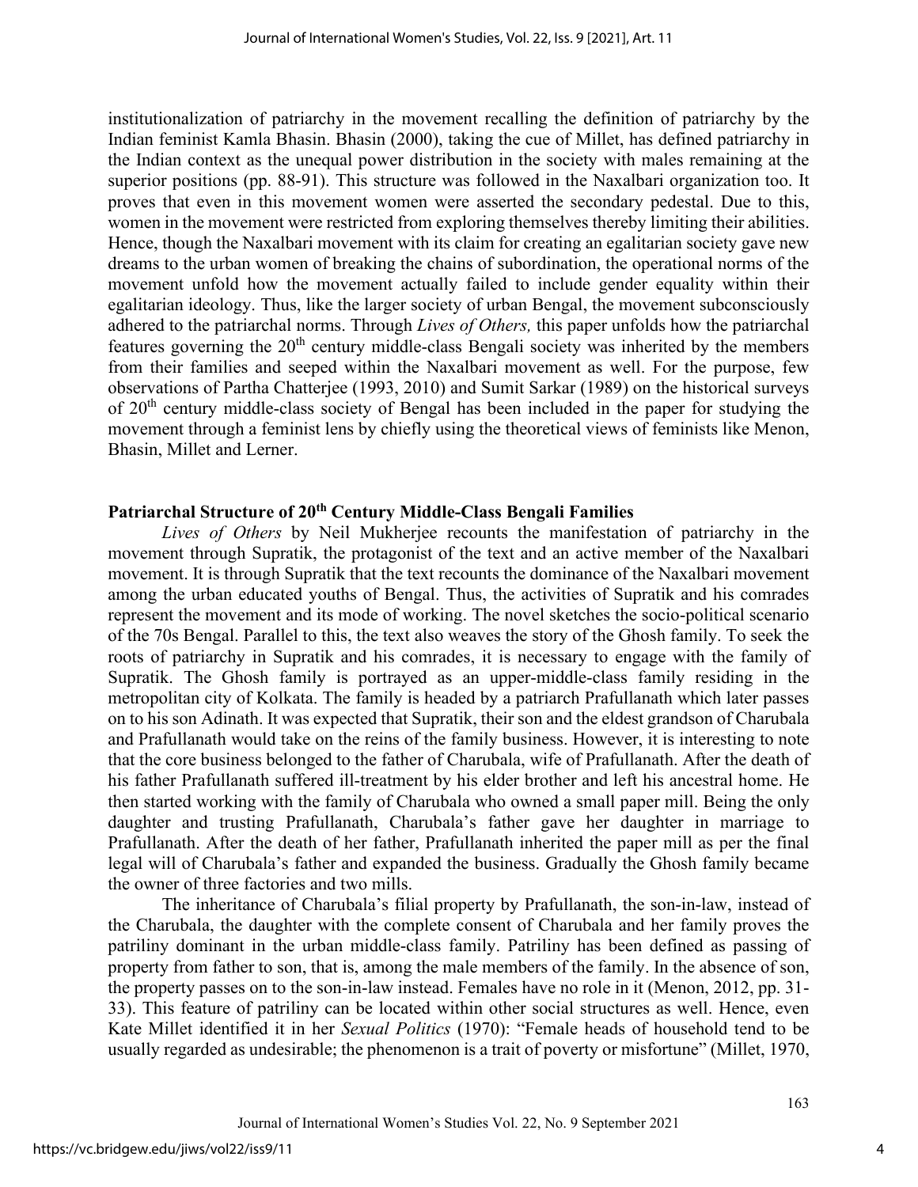institutionalization of patriarchy in the movement recalling the definition of patriarchy by the Indian feminist Kamla Bhasin. Bhasin (2000), taking the cue of Millet, has defined patriarchy in the Indian context as the unequal power distribution in the society with males remaining at the superior positions (pp. 88-91). This structure was followed in the Naxalbari organization too. It proves that even in this movement women were asserted the secondary pedestal. Due to this, women in the movement were restricted from exploring themselves thereby limiting their abilities. Hence, though the Naxalbari movement with its claim for creating an egalitarian society gave new dreams to the urban women of breaking the chains of subordination, the operational norms of the movement unfold how the movement actually failed to include gender equality within their egalitarian ideology. Thus, like the larger society of urban Bengal, the movement subconsciously adhered to the patriarchal norms. Through *Lives of Others,* this paper unfolds how the patriarchal features governing the 20th century middle-class Bengali society was inherited by the members from their families and seeped within the Naxalbari movement as well. For the purpose, few observations of Partha Chatterjee (1993, 2010) and Sumit Sarkar (1989) on the historical surveys of 20th century middle-class society of Bengal has been included in the paper for studying the movement through a feminist lens by chiefly using the theoretical views of feminists like Menon, Bhasin, Millet and Lerner.

## Patriarchal Structure of 20th Century Middle-Class Bengali Families

*Lives of Others* by Neil Mukherjee recounts the manifestation of patriarchy in the movement through Supratik, the protagonist of the text and an active member of the Naxalbari movement. It is through Supratik that the text recounts the dominance of the Naxalbari movement among the urban educated youths of Bengal. Thus, the activities of Supratik and his comrades represent the movement and its mode of working. The novel sketches the socio-political scenario of the 70s Bengal. Parallel to this, the text also weaves the story of the Ghosh family. To seek the roots of patriarchy in Supratik and his comrades, it is necessary to engage with the family of Supratik. The Ghosh family is portrayed as an upper-middle-class family residing in the metropolitan city of Kolkata. The family is headed by a patriarch Prafullanath which later passes on to his son Adinath. It was expected that Supratik, their son and the eldest grandson of Charubala and Prafullanath would take on the reins of the family business. However, it is interesting to note that the core business belonged to the father of Charubala, wife of Prafullanath. After the death of his father Prafullanath suffered ill-treatment by his elder brother and left his ancestral home. He then started working with the family of Charubala who owned a small paper mill. Being the only daughter and trusting Prafullanath, Charubala's father gave her daughter in marriage to Prafullanath. After the death of her father, Prafullanath inherited the paper mill as per the final legal will of Charubala's father and expanded the business. Gradually the Ghosh family became the owner of three factories and two mills.

The inheritance of Charubala's filial property by Prafullanath, the son-in-law, instead of the Charubala, the daughter with the complete consent of Charubala and her family proves the patriliny dominant in the urban middle-class family. Patriliny has been defined as passing of property from father to son, that is, among the male members of the family. In the absence of son, the property passes on to the son-in-law instead. Females have no role in it (Menon, 2012, pp. 31-33). This feature of patriliny can be located within other social structures as well. Hence, even Kate Millet identified it in her *Sexual Politics* (1970): "Female heads of household tend to be usually regarded as undesirable; the phenomenon is a trait of poverty or misfortune" (Millet, 1970,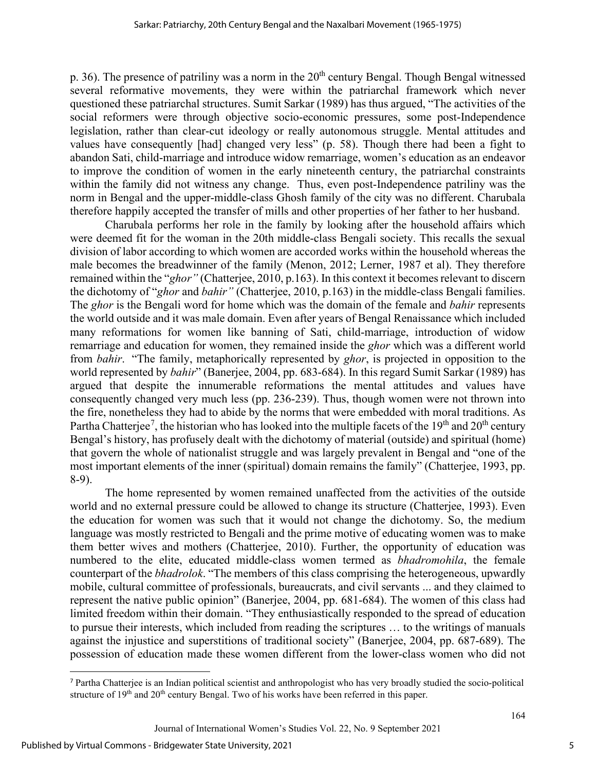p. 36). The presence of patriliny was a norm in the 20th century Bengal. Though Bengal witnessed several reformative movements, they were within the patriarchal framework which never questioned these patriarchal structures. Sumit Sarkar (1989) has thus argued, "The activities of the social reformers were through objective socio-economic pressures, some post-Independence legislation, rather than clear-cut ideology or really autonomous struggle. Mental attitudes and values have consequently [had] changed very less" (p. 58). Though there had been a fight to abandon Sati, child-marriage and introduce widow remarriage, women's education as an endeavor to improve the condition of women in the early nineteenth century, the patriarchal constraints within the family did not witness any change. Thus, even post-Independence patriliny was the norm in Bengal and the upper-middle-class Ghosh family of the city was no different. Charubala therefore happily accepted the transfer of mills and other properties of her father to her husband.

Charubala performs her role in the family by looking after the household affairs which were deemed fit for the woman in the 20th middle-class Bengali society. This recalls the sexual division of labor according to which women are accorded works within the household whereas the male becomes the breadwinner of the family (Menon, 2012; Lerner, 1987 et al). They therefore remained within the "*ghor"* (Chatterjee, 2010, p.163). In this context it becomes relevant to discern the dichotomy of "*ghor* and *bahir"* (Chatterjee, 2010, p.163) in the middle-class Bengali families. The *ghor* is the Bengali word for home which was the domain of the female and *bahir* represents the world outside and it was male domain. Even after years of Bengal Renaissance which included many reformations for women like banning of Sati, child-marriage, introduction of widow remarriage and education for women, they remained inside the *ghor* which was a different world from *bahir*. "The family, metaphorically represented by *ghor*, is projected in opposition to the world represented by *bahir*" (Banerjee, 2004, pp. 683-684). In this regard Sumit Sarkar (1989) has argued that despite the innumerable reformations the mental attitudes and values have consequently changed very much less (pp. 236-239). Thus, though women were not thrown into the fire, nonetheless they had to abide by the norms that were embedded with moral traditions. As Partha Chatterjee[7], the historian who has looked into the multiple facets of the 19th and 20th century Bengal's history, has profusely dealt with the dichotomy of material (outside) and spiritual (home) that govern the whole of nationalist struggle and was largely prevalent in Bengal and "one of the most important elements of the inner (spiritual) domain remains the family" (Chatterjee, 1993, pp. 8-9).

The home represented by women remained unaffected from the activities of the outside world and no external pressure could be allowed to change its structure (Chatterjee, 1993). Even the education for women was such that it would not change the dichotomy. So, the medium language was mostly restricted to Bengali and the prime motive of educating women was to make them better wives and mothers (Chatterjee, 2010). Further, the opportunity of education was numbered to the elite, educated middle-class women termed as *bhadromohila*, the female counterpart of the *bhadrolok*. "The members of this class comprising the heterogeneous, upwardly mobile, cultural committee of professionals, bureaucrats, and civil servants ... and they claimed to represent the native public opinion" (Banerjee, 2004, pp. 681-684). The women of this class had limited freedom within their domain. "They enthusiastically responded to the spread of education to pursue their interests, which included from reading the scriptures … to the writings of manuals against the injustice and superstitions of traditional society" (Banerjee, 2004, pp. 687-689). The possession of education made these women different from the lower-class women who did not

[7] Partha Chatterjee is an Indian political scientist and anthropologist who has very broadly studied the socio-political structure of 19th and 20th century Bengal. Two of his works have been referred in this paper.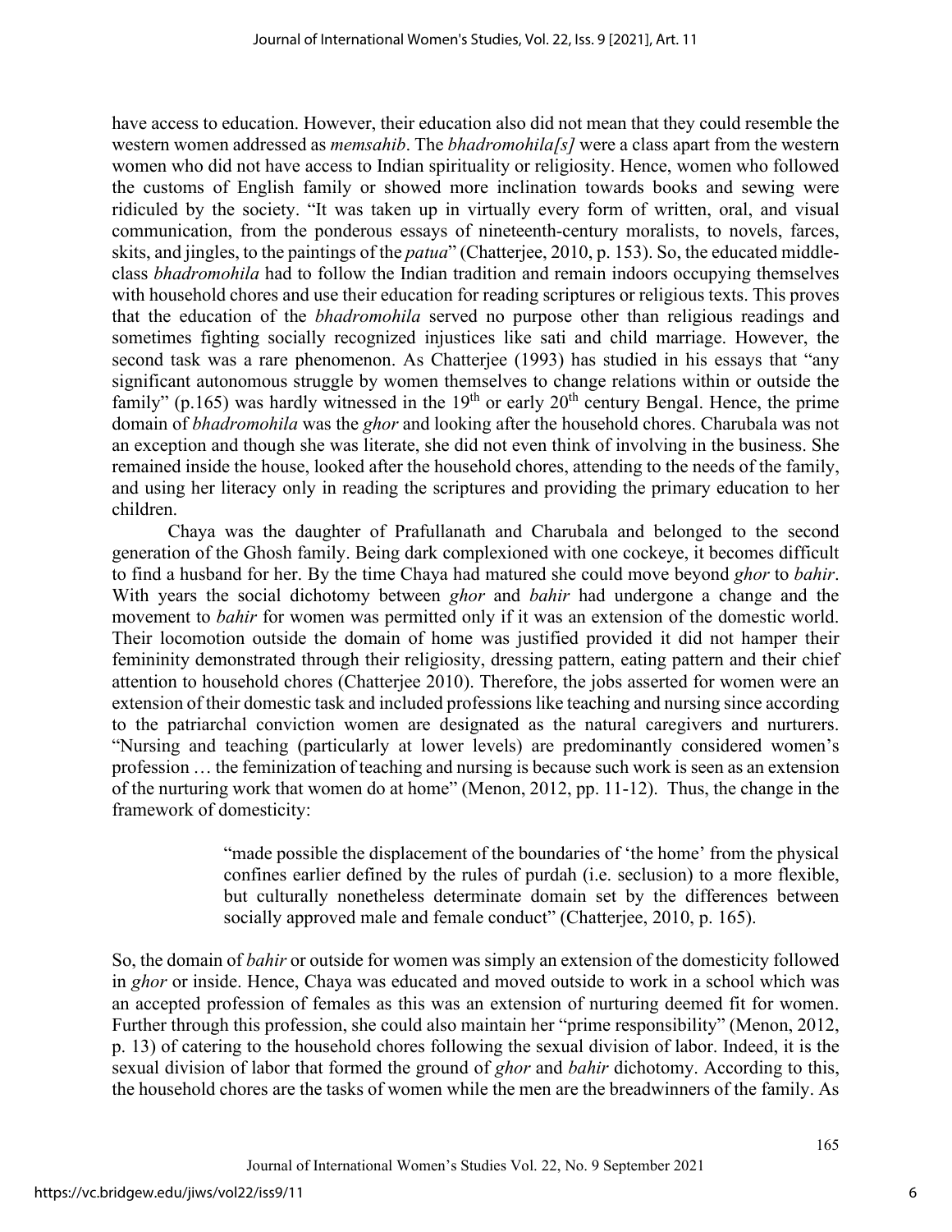have access to education. However, their education also did not mean that they could resemble the western women addressed as *memsahib*. The *bhadromohila[s]* were a class apart from the western women who did not have access to Indian spirituality or religiosity. Hence, women who followed the customs of English family or showed more inclination towards books and sewing were ridiculed by the society. "It was taken up in virtually every form of written, oral, and visual communication, from the ponderous essays of nineteenth-century moralists, to novels, farces, skits, and jingles, to the paintings of the *patua*" (Chatterjee, 2010, p. 153). So, the educated middle-class *bhadromohila* had to follow the Indian tradition and remain indoors occupying themselves with household chores and use their education for reading scriptures or religious texts. This proves that the education of the *bhadromohila* served no purpose other than religious readings and sometimes fighting socially recognized injustices like sati and child marriage. However, the second task was a rare phenomenon. As Chatterjee (1993) has studied in his essays that "any significant autonomous struggle by women themselves to change relations within or outside the family" (p.165) was hardly witnessed in the 19th or early 20th century Bengal. Hence, the prime domain of *bhadromohila* was the *ghor* and looking after the household chores. Charubala was not an exception and though she was literate, she did not even think of involving in the business. She remained inside the house, looked after the household chores, attending to the needs of the family, and using her literacy only in reading the scriptures and providing the primary education to her children.

Chaya was the daughter of Prafullanath and Charubala and belonged to the second generation of the Ghosh family. Being dark complexioned with one cockeye, it becomes difficult to find a husband for her. By the time Chaya had matured she could move beyond *ghor* to *bahir*. With years the social dichotomy between *ghor* and *bahir* had undergone a change and the movement to *bahir* for women was permitted only if it was an extension of the domestic world. Their locomotion outside the domain of home was justified provided it did not hamper their femininity demonstrated through their religiosity, dressing pattern, eating pattern and their chief attention to household chores (Chatterjee 2010). Therefore, the jobs asserted for women were an extension of their domestic task and included professions like teaching and nursing since according to the patriarchal conviction women are designated as the natural caregivers and nurturers. "Nursing and teaching (particularly at lower levels) are predominantly considered women's profession … the feminization of teaching and nursing is because such work is seen as an extension of the nurturing work that women do at home" (Menon, 2012, pp. 11-12). Thus, the change in the framework of domesticity:

> "made possible the displacement of the boundaries of 'the home' from the physical confines earlier defined by the rules of purdah (i.e. seclusion) to a more flexible, but culturally nonetheless determinate domain set by the differences between socially approved male and female conduct" (Chatterjee, 2010, p. 165).

So, the domain of *bahir* or outside for women was simply an extension of the domesticity followed in *ghor* or inside. Hence, Chaya was educated and moved outside to work in a school which was an accepted profession of females as this was an extension of nurturing deemed fit for women. Further through this profession, she could also maintain her "prime responsibility" (Menon, 2012, p. 13) of catering to the household chores following the sexual division of labor. Indeed, it is the sexual division of labor that formed the ground of *ghor* and *bahir* dichotomy. According to this, the household chores are the tasks of women while the men are the breadwinners of the family. As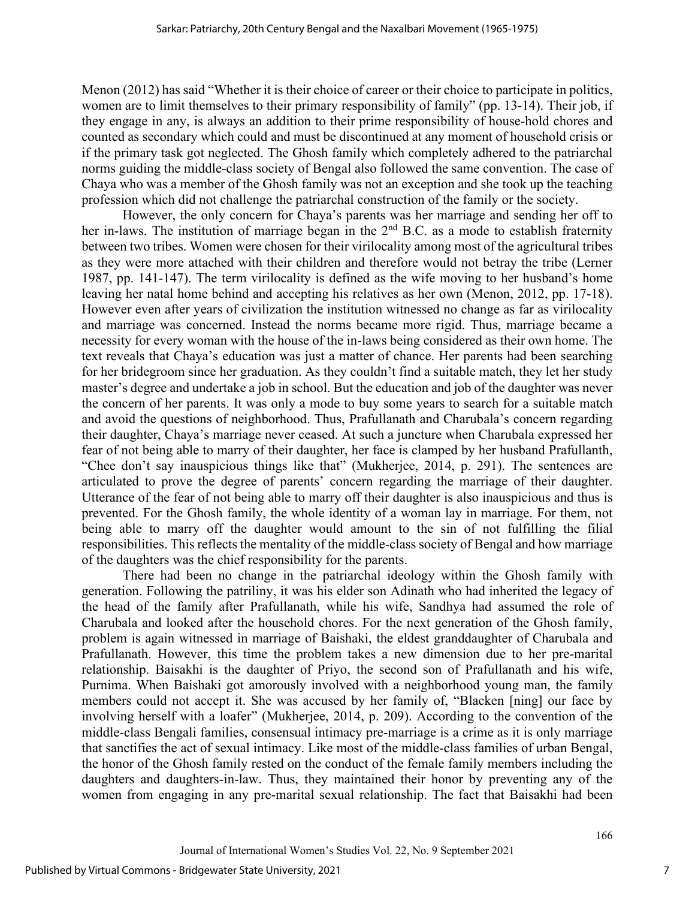Menon (2012) has said "Whether it is their choice of career or their choice to participate in politics, women are to limit themselves to their primary responsibility of family" (pp. 13-14). Their job, if they engage in any, is always an addition to their prime responsibility of house-hold chores and counted as secondary which could and must be discontinued at any moment of household crisis or if the primary task got neglected. The Ghosh family which completely adhered to the patriarchal norms guiding the middle-class society of Bengal also followed the same convention. The case of Chaya who was a member of the Ghosh family was not an exception and she took up the teaching profession which did not challenge the patriarchal construction of the family or the society.

However, the only concern for Chaya's parents was her marriage and sending her off to her in-laws. The institution of marriage began in the 2[nd] B.C. as a mode to establish fraternity between two tribes. Women were chosen for their virilocality among most of the agricultural tribes as they were more attached with their children and therefore would not betray the tribe (Lerner 1987, pp. 141-147). The term virilocality is defined as the wife moving to her husband's home leaving her natal home behind and accepting his relatives as her own (Menon, 2012, pp. 17-18). However even after years of civilization the institution witnessed no change as far as virilocality and marriage was concerned. Instead the norms became more rigid. Thus, marriage became a necessity for every woman with the house of the in-laws being considered as their own home. The text reveals that Chaya's education was just a matter of chance. Her parents had been searching for her bridegroom since her graduation. As they couldn't find a suitable match, they let her study master's degree and undertake a job in school. But the education and job of the daughter was never the concern of her parents. It was only a mode to buy some years to search for a suitable match and avoid the questions of neighborhood. Thus, Prafullanath and Charubala's concern regarding their daughter, Chaya's marriage never ceased. At such a juncture when Charubala expressed her fear of not being able to marry of their daughter, her face is clamped by her husband Prafullanth, "Chee don't say inauspicious things like that" (Mukherjee, 2014, p. 291). The sentences are articulated to prove the degree of parents' concern regarding the marriage of their daughter. Utterance of the fear of not being able to marry off their daughter is also inauspicious and thus is prevented. For the Ghosh family, the whole identity of a woman lay in marriage. For them, not being able to marry off the daughter would amount to the sin of not fulfilling the filial responsibilities. This reflects the mentality of the middle-class society of Bengal and how marriage of the daughters was the chief responsibility for the parents.

There had been no change in the patriarchal ideology within the Ghosh family with generation. Following the patriliny, it was his elder son Adinath who had inherited the legacy of the head of the family after Prafullanath, while his wife, Sandhya had assumed the role of Charubala and looked after the household chores. For the next generation of the Ghosh family, problem is again witnessed in marriage of Baishaki, the eldest granddaughter of Charubala and Prafullanath. However, this time the problem takes a new dimension due to her pre-marital relationship. Baisakhi is the daughter of Priyo, the second son of Prafullanath and his wife, Purnima. When Baishaki got amorously involved with a neighborhood young man, the family members could not accept it. She was accused by her family of, "Blacken [ning] our face by involving herself with a loafer" (Mukherjee, 2014, p. 209). According to the convention of the middle-class Bengali families, consensual intimacy pre-marriage is a crime as it is only marriage that sanctifies the act of sexual intimacy. Like most of the middle-class families of urban Bengal, the honor of the Ghosh family rested on the conduct of the female family members including the daughters and daughters-in-law. Thus, they maintained their honor by preventing any of the women from engaging in any pre-marital sexual relationship. The fact that Baisakhi had been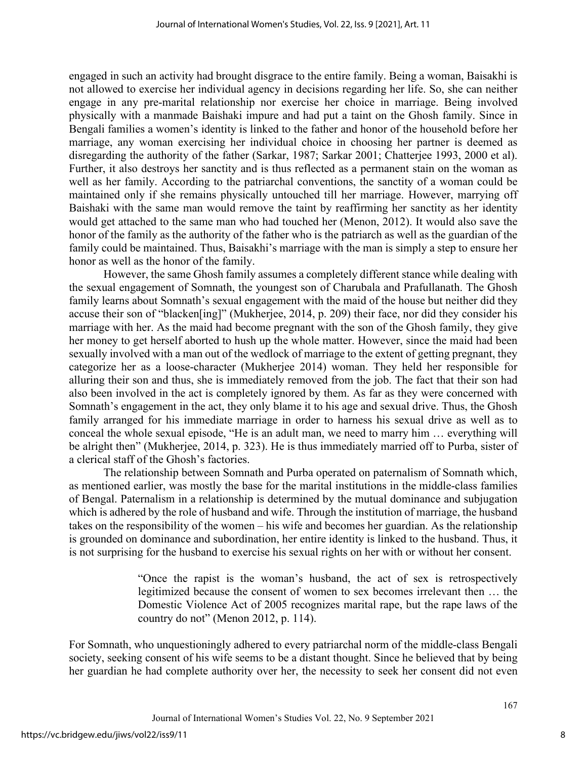engaged in such an activity had brought disgrace to the entire family. Being a woman, Baisakhi is not allowed to exercise her individual agency in decisions regarding her life. So, she can neither engage in any pre-marital relationship nor exercise her choice in marriage. Being involved physically with a manmade Baishaki impure and had put a taint on the Ghosh family. Since in Bengali families a women's identity is linked to the father and honor of the household before her marriage, any woman exercising her individual choice in choosing her partner is deemed as disregarding the authority of the father (Sarkar, 1987; Sarkar 2001; Chatterjee 1993, 2000 et al). Further, it also destroys her sanctity and is thus reflected as a permanent stain on the woman as well as her family. According to the patriarchal conventions, the sanctity of a woman could be maintained only if she remains physically untouched till her marriage. However, marrying off Baishaki with the same man would remove the taint by reaffirming her sanctity as her identity would get attached to the same man who had touched her (Menon, 2012). It would also save the honor of the family as the authority of the father who is the patriarch as well as the guardian of the family could be maintained. Thus, Baisakhi's marriage with the man is simply a step to ensure her honor as well as the honor of the family.

However, the same Ghosh family assumes a completely different stance while dealing with the sexual engagement of Somnath, the youngest son of Charubala and Prafullanath. The Ghosh family learns about Somnath's sexual engagement with the maid of the house but neither did they accuse their son of "blacken[ing]" (Mukherjee, 2014, p. 209) their face, nor did they consider his marriage with her. As the maid had become pregnant with the son of the Ghosh family, they give her money to get herself aborted to hush up the whole matter. However, since the maid had been sexually involved with a man out of the wedlock of marriage to the extent of getting pregnant, they categorize her as a loose-character (Mukherjee 2014) woman. They held her responsible for alluring their son and thus, she is immediately removed from the job. The fact that their son had also been involved in the act is completely ignored by them. As far as they were concerned with Somnath's engagement in the act, they only blame it to his age and sexual drive. Thus, the Ghosh family arranged for his immediate marriage in order to harness his sexual drive as well as to conceal the whole sexual episode, "He is an adult man, we need to marry him … everything will be alright then" (Mukherjee, 2014, p. 323). He is thus immediately married off to Purba, sister of a clerical staff of the Ghosh's factories.

The relationship between Somnath and Purba operated on paternalism of Somnath which, as mentioned earlier, was mostly the base for the marital institutions in the middle-class families of Bengal. Paternalism in a relationship is determined by the mutual dominance and subjugation which is adhered by the role of husband and wife. Through the institution of marriage, the husband takes on the responsibility of the women – his wife and becomes her guardian. As the relationship is grounded on dominance and subordination, her entire identity is linked to the husband. Thus, it is not surprising for the husband to exercise his sexual rights on her with or without her consent.

> "Once the rapist is the woman's husband, the act of sex is retrospectively legitimized because the consent of women to sex becomes irrelevant then … the Domestic Violence Act of 2005 recognizes marital rape, but the rape laws of the country do not" (Menon 2012, p. 114).

For Somnath, who unquestioningly adhered to every patriarchal norm of the middle-class Bengali society, seeking consent of his wife seems to be a distant thought. Since he believed that by being her guardian he had complete authority over her, the necessity to seek her consent did not even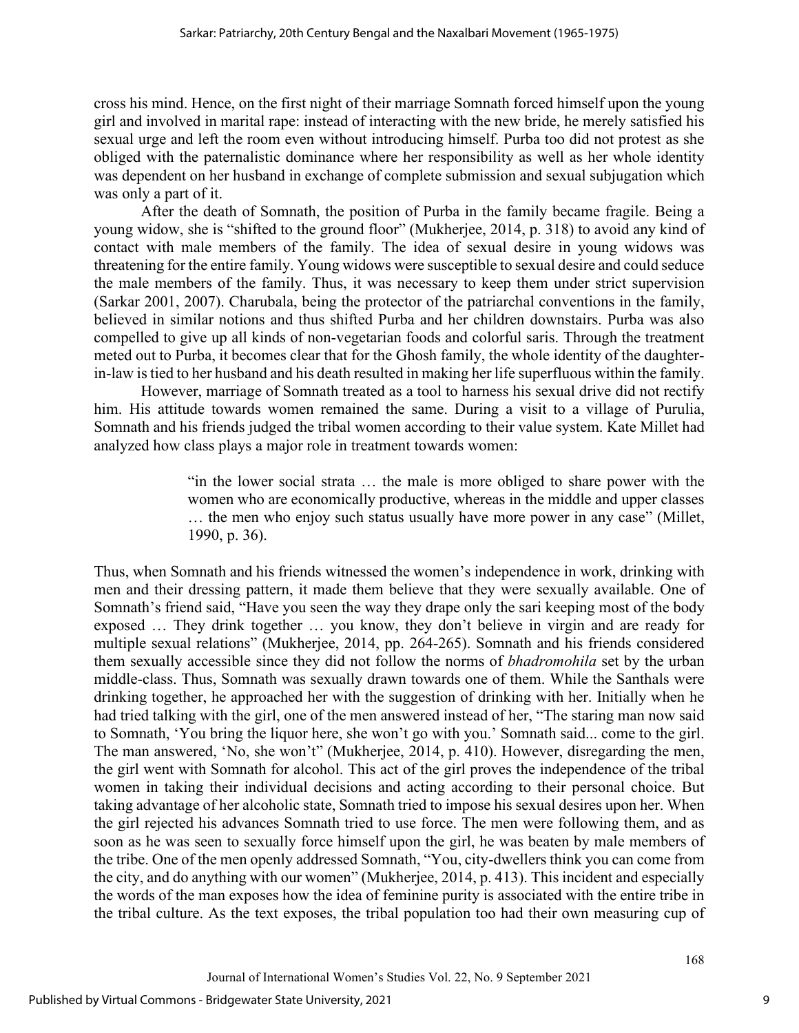cross his mind. Hence, on the first night of their marriage Somnath forced himself upon the young girl and involved in marital rape: instead of interacting with the new bride, he merely satisfied his sexual urge and left the room even without introducing himself. Purba too did not protest as she obliged with the paternalistic dominance where her responsibility as well as her whole identity was dependent on her husband in exchange of complete submission and sexual subjugation which was only a part of it.

After the death of Somnath, the position of Purba in the family became fragile. Being a young widow, she is "shifted to the ground floor" (Mukherjee, 2014, p. 318) to avoid any kind of contact with male members of the family. The idea of sexual desire in young widows was threatening for the entire family. Young widows were susceptible to sexual desire and could seduce the male members of the family. Thus, it was necessary to keep them under strict supervision (Sarkar 2001, 2007). Charubala, being the protector of the patriarchal conventions in the family, believed in similar notions and thus shifted Purba and her children downstairs. Purba was also compelled to give up all kinds of non-vegetarian foods and colorful saris. Through the treatment meted out to Purba, it becomes clear that for the Ghosh family, the whole identity of the daughter-in-law is tied to her husband and his death resulted in making her life superfluous within the family.

However, marriage of Somnath treated as a tool to harness his sexual drive did not rectify him. His attitude towards women remained the same. During a visit to a village of Purulia, Somnath and his friends judged the tribal women according to their value system. Kate Millet had analyzed how class plays a major role in treatment towards women:

> "in the lower social strata … the male is more obliged to share power with the women who are economically productive, whereas in the middle and upper classes … the men who enjoy such status usually have more power in any case" (Millet, 1990, p. 36).

Thus, when Somnath and his friends witnessed the women's independence in work, drinking with men and their dressing pattern, it made them believe that they were sexually available. One of Somnath's friend said, "Have you seen the way they drape only the sari keeping most of the body exposed … They drink together … you know, they don't believe in virgin and are ready for multiple sexual relations" (Mukherjee, 2014, pp. 264-265). Somnath and his friends considered them sexually accessible since they did not follow the norms of *bhadromohila* set by the urban middle-class. Thus, Somnath was sexually drawn towards one of them. While the Santhals were drinking together, he approached her with the suggestion of drinking with her. Initially when he had tried talking with the girl, one of the men answered instead of her, "The staring man now said to Somnath, 'You bring the liquor here, she won't go with you.' Somnath said... come to the girl. The man answered, 'No, she won't'" (Mukherjee, 2014, p. 410). However, disregarding the men, the girl went with Somnath for alcohol. This act of the girl proves the independence of the tribal women in taking their individual decisions and acting according to their personal choice. But taking advantage of her alcoholic state, Somnath tried to impose his sexual desires upon her. When the girl rejected his advances Somnath tried to use force. The men were following them, and as soon as he was seen to sexually force himself upon the girl, he was beaten by male members of the tribe. One of the men openly addressed Somnath, "You, city-dwellers think you can come from the city, and do anything with our women" (Mukherjee, 2014, p. 413). This incident and especially the words of the man exposes how the idea of feminine purity is associated with the entire tribe in the tribal culture. As the text exposes, the tribal population too had their own measuring cup of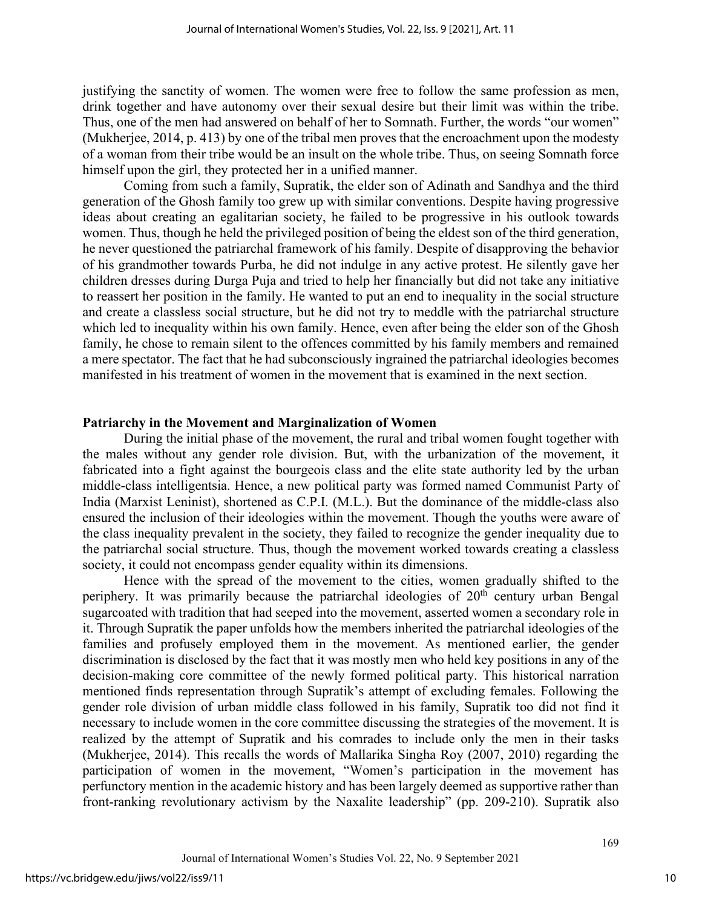justifying the sanctity of women. The women were free to follow the same profession as men, drink together and have autonomy over their sexual desire but their limit was within the tribe. Thus, one of the men had answered on behalf of her to Somnath. Further, the words "our women" (Mukherjee, 2014, p. 413) by one of the tribal men proves that the encroachment upon the modesty of a woman from their tribe would be an insult on the whole tribe. Thus, on seeing Somnath force himself upon the girl, they protected her in a unified manner.

Coming from such a family, Supratik, the elder son of Adinath and Sandhya and the third generation of the Ghosh family too grew up with similar conventions. Despite having progressive ideas about creating an egalitarian society, he failed to be progressive in his outlook towards women. Thus, though he held the privileged position of being the eldest son of the third generation, he never questioned the patriarchal framework of his family. Despite of disapproving the behavior of his grandmother towards Purba, he did not indulge in any active protest. He silently gave her children dresses during Durga Puja and tried to help her financially but did not take any initiative to reassert her position in the family. He wanted to put an end to inequality in the social structure and create a classless social structure, but he did not try to meddle with the patriarchal structure which led to inequality within his own family. Hence, even after being the elder son of the Ghosh family, he chose to remain silent to the offences committed by his family members and remained a mere spectator. The fact that he had subconsciously ingrained the patriarchal ideologies becomes manifested in his treatment of women in the movement that is examined in the next section.

## Patriarchy in the Movement and Marginalization of Women

During the initial phase of the movement, the rural and tribal women fought together with the males without any gender role division. But, with the urbanization of the movement, it fabricated into a fight against the bourgeois class and the elite state authority led by the urban middle-class intelligentsia. Hence, a new political party was formed named Communist Party of India (Marxist Leninist), shortened as C.P.I. (M.L.). But the dominance of the middle-class also ensured the inclusion of their ideologies within the movement. Though the youths were aware of the class inequality prevalent in the society, they failed to recognize the gender inequality due to the patriarchal social structure. Thus, though the movement worked towards creating a classless society, it could not encompass gender equality within its dimensions.

Hence with the spread of the movement to the cities, women gradually shifted to the periphery. It was primarily because the patriarchal ideologies of 20th century urban Bengal sugarcoated with tradition that had seeped into the movement, asserted women a secondary role in it. Through Supratik the paper unfolds how the members inherited the patriarchal ideologies of the families and profusely employed them in the movement. As mentioned earlier, the gender discrimination is disclosed by the fact that it was mostly men who held key positions in any of the decision-making core committee of the newly formed political party. This historical narration mentioned finds representation through Supratik's attempt of excluding females. Following the gender role division of urban middle class followed in his family, Supratik too did not find it necessary to include women in the core committee discussing the strategies of the movement. It is realized by the attempt of Supratik and his comrades to include only the men in their tasks (Mukherjee, 2014). This recalls the words of Mallarika Singha Roy (2007, 2010) regarding the participation of women in the movement, "Women's participation in the movement has perfunctory mention in the academic history and has been largely deemed as supportive rather than front-ranking revolutionary activism by the Naxalite leadership" (pp. 209-210). Supratik also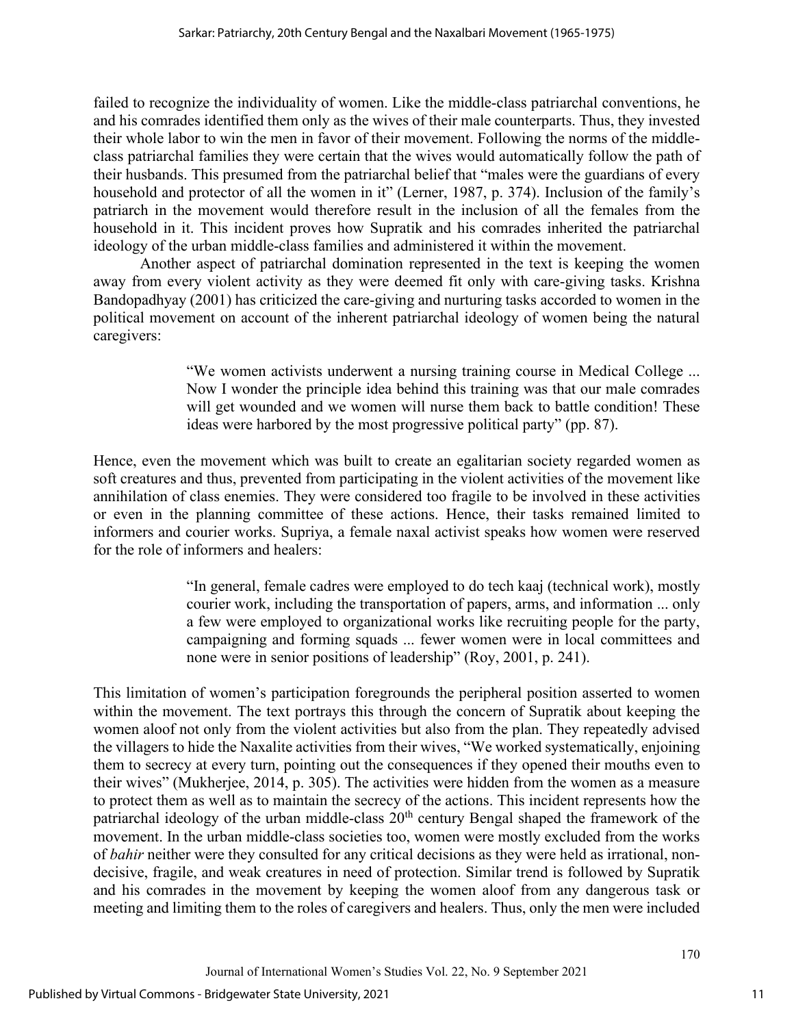failed to recognize the individuality of women. Like the middle-class patriarchal conventions, he and his comrades identified them only as the wives of their male counterparts. Thus, they invested their whole labor to win the men in favor of their movement. Following the norms of the middle-class patriarchal families they were certain that the wives would automatically follow the path of their husbands. This presumed from the patriarchal belief that "males were the guardians of every household and protector of all the women in it" (Lerner, 1987, p. 374). Inclusion of the family's patriarch in the movement would therefore result in the inclusion of all the females from the household in it. This incident proves how Supratik and his comrades inherited the patriarchal ideology of the urban middle-class families and administered it within the movement.

Another aspect of patriarchal domination represented in the text is keeping the women away from every violent activity as they were deemed fit only with care-giving tasks. Krishna Bandopadhyay (2001) has criticized the care-giving and nurturing tasks accorded to women in the political movement on account of the inherent patriarchal ideology of women being the natural caregivers:

> "We women activists underwent a nursing training course in Medical College ... Now I wonder the principle idea behind this training was that our male comrades will get wounded and we women will nurse them back to battle condition! These ideas were harbored by the most progressive political party" (pp. 87).

Hence, even the movement which was built to create an egalitarian society regarded women as soft creatures and thus, prevented from participating in the violent activities of the movement like annihilation of class enemies. They were considered too fragile to be involved in these activities or even in the planning committee of these actions. Hence, their tasks remained limited to informers and courier works. Supriya, a female naxal activist speaks how women were reserved for the role of informers and healers:

> "In general, female cadres were employed to do tech kaaj (technical work), mostly courier work, including the transportation of papers, arms, and information ... only a few were employed to organizational works like recruiting people for the party, campaigning and forming squads ... fewer women were in local committees and none were in senior positions of leadership" (Roy, 2001, p. 241).

This limitation of women's participation foregrounds the peripheral position asserted to women within the movement. The text portrays this through the concern of Supratik about keeping the women aloof not only from the violent activities but also from the plan. They repeatedly advised the villagers to hide the Naxalite activities from their wives, "We worked systematically, enjoining them to secrecy at every turn, pointing out the consequences if they opened their mouths even to their wives" (Mukherjee, 2014, p. 305). The activities were hidden from the women as a measure to protect them as well as to maintain the secrecy of the actions. This incident represents how the patriarchal ideology of the urban middle-class 20th century Bengal shaped the framework of the movement. In the urban middle-class societies too, women were mostly excluded from the works of *bahir* neither were they consulted for any critical decisions as they were held as irrational, non-decisive, fragile, and weak creatures in need of protection. Similar trend is followed by Supratik and his comrades in the movement by keeping the women aloof from any dangerous task or meeting and limiting them to the roles of caregivers and healers. Thus, only the men were included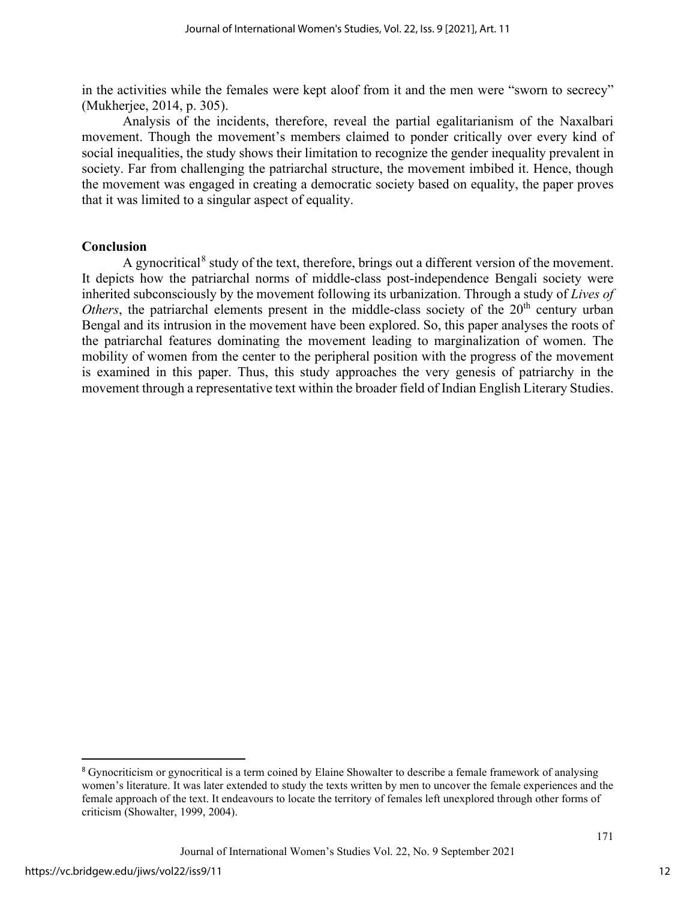in the activities while the females were kept aloof from it and the men were "sworn to secrecy" (Mukherjee, 2014, p. 305).

Analysis of the incidents, therefore, reveal the partial egalitarianism of the Naxalbari movement. Though the movement's members claimed to ponder critically over every kind of social inequalities, the study shows their limitation to recognize the gender inequality prevalent in society. Far from challenging the patriarchal structure, the movement imbibed it. Hence, though the movement was engaged in creating a democratic society based on equality, the paper proves that it was limited to a singular aspect of equality.

## Conclusion

A gynocritical[8] study of the text, therefore, brings out a different version of the movement. It depicts how the patriarchal norms of middle-class post-independence Bengali society were inherited subconsciously by the movement following its urbanization. Through a study of *Lives of Others*, the patriarchal elements present in the middle-class society of the 20th century urban Bengal and its intrusion in the movement have been explored. So, this paper analyses the roots of the patriarchal features dominating the movement leading to marginalization of women. The mobility of women from the center to the peripheral position with the progress of the movement is examined in this paper. Thus, this study approaches the very genesis of patriarchy in the movement through a representative text within the broader field of Indian English Literary Studies.

---

[8] Gynocriticism or gynocritical is a term coined by Elaine Showalter to describe a female framework of analysing women's literature. It was later extended to study the texts written by men to uncover the female experiences and the female approach of the text. It endeavours to locate the territory of females left unexplored through other forms of criticism (Showalter, 1999, 2004).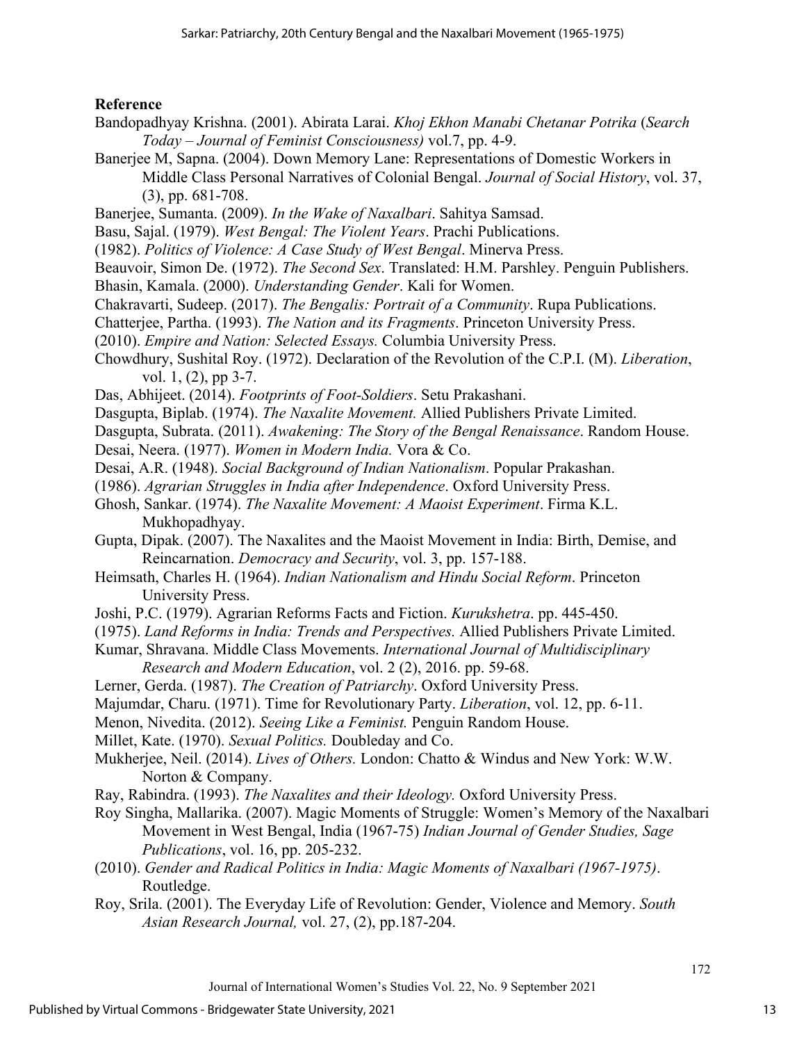## Reference

Bandopadhyay Krishna. (2001). Abirata Larai. *Khoj Ekhon Manabi Chetanar Potrika* (*Search Today – Journal of Feminist Consciousness)* vol.7, pp. 4-9.

Banerjee M, Sapna. (2004). Down Memory Lane: Representations of Domestic Workers in Middle Class Personal Narratives of Colonial Bengal. *Journal of Social History*, vol. 37, (3), pp. 681-708.

Banerjee, Sumanta. (2009). *In the Wake of Naxalbari*. Sahitya Samsad.

Basu, Sajal. (1979). *West Bengal: The Violent Years*. Prachi Publications.

(1982). *Politics of Violence: A Case Study of West Bengal*. Minerva Press.

Beauvoir, Simon De. (1972). *The Second Sex*. Translated: H.M. Parshley. Penguin Publishers.

Bhasin, Kamala. (2000). *Understanding Gender*. Kali for Women.

Chakravarti, Sudeep. (2017). *The Bengalis: Portrait of a Community*. Rupa Publications.

Chatterjee, Partha. (1993). *The Nation and its Fragments*. Princeton University Press.

(2010). *Empire and Nation: Selected Essays.* Columbia University Press.

Chowdhury, Sushital Roy. (1972). Declaration of the Revolution of the C.P.I. (M). *Liberation*, vol. 1, (2), pp 3-7.

Das, Abhijeet. (2014). *Footprints of Foot-Soldiers*. Setu Prakashani.

Dasgupta, Biplab. (1974). *The Naxalite Movement.* Allied Publishers Private Limited.

Dasgupta, Subrata. (2011). *Awakening: The Story of the Bengal Renaissance*. Random House.

Desai, Neera. (1977). *Women in Modern India.* Vora & Co.

Desai, A.R. (1948). *Social Background of Indian Nationalism*. Popular Prakashan.

(1986). *Agrarian Struggles in India after Independence*. Oxford University Press.

Ghosh, Sankar. (1974). *The Naxalite Movement: A Maoist Experiment*. Firma K.L. Mukhopadhyay.

Gupta, Dipak. (2007). The Naxalites and the Maoist Movement in India: Birth, Demise, and Reincarnation. *Democracy and Security*, vol. 3, pp. 157-188.

Heimsath, Charles H. (1964). *Indian Nationalism and Hindu Social Reform*. Princeton University Press.

Joshi, P.C. (1979). Agrarian Reforms Facts and Fiction. *Kurukshetra*. pp. 445-450.

(1975). *Land Reforms in India: Trends and Perspectives.* Allied Publishers Private Limited.

Kumar, Shravana. Middle Class Movements. *International Journal of Multidisciplinary Research and Modern Education*, vol. 2 (2), 2016. pp. 59-68.

Lerner, Gerda. (1987). *The Creation of Patriarchy*. Oxford University Press.

Majumdar, Charu. (1971). Time for Revolutionary Party. *Liberation*, vol. 12, pp. 6-11.

Menon, Nivedita. (2012). *Seeing Like a Feminist.* Penguin Random House.

Millet, Kate. (1970). *Sexual Politics.* Doubleday and Co.

Mukherjee, Neil. (2014). *Lives of Others.* London: Chatto & Windus and New York: W.W. Norton & Company.

Ray, Rabindra. (1993). *The Naxalites and their Ideology.* Oxford University Press.

Roy Singha, Mallarika. (2007). Magic Moments of Struggle: Women's Memory of the Naxalbari Movement in West Bengal, India (1967-75) *Indian Journal of Gender Studies, Sage Publications*, vol. 16, pp. 205-232.

(2010). *Gender and Radical Politics in India: Magic Moments of Naxalbari (1967-1975)*. Routledge.

Roy, Srila. (2001). The Everyday Life of Revolution: Gender, Violence and Memory. *South Asian Research Journal,* vol. 27, (2), pp.187-204.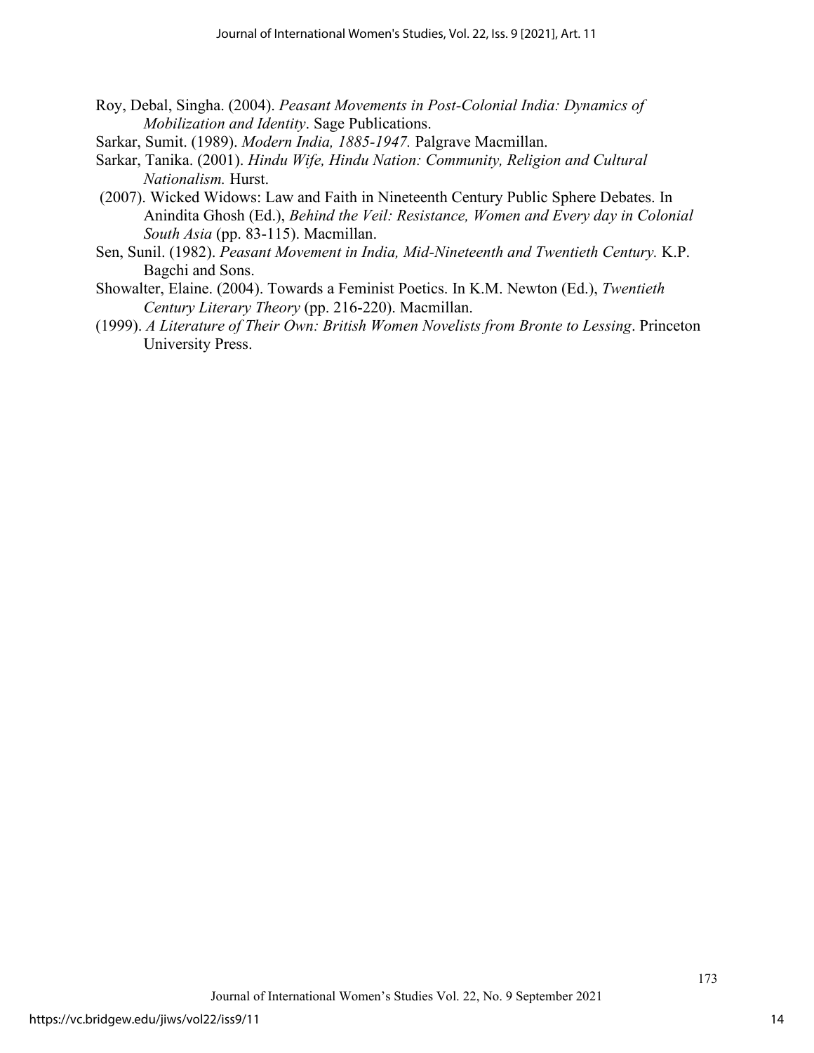Roy, Debal, Singha. (2004). *Peasant Movements in Post-Colonial India: Dynamics of Mobilization and Identity*. Sage Publications.

Sarkar, Sumit. (1989). *Modern India, 1885-1947.* Palgrave Macmillan.

Sarkar, Tanika. (2001). *Hindu Wife, Hindu Nation: Community, Religion and Cultural Nationalism.* Hurst.

(2007). Wicked Widows: Law and Faith in Nineteenth Century Public Sphere Debates. In Anindita Ghosh (Ed.), *Behind the Veil: Resistance, Women and Every day in Colonial South Asia* (pp. 83-115). Macmillan.

Sen, Sunil. (1982). *Peasant Movement in India, Mid-Nineteenth and Twentieth Century.* K.P. Bagchi and Sons.

Showalter, Elaine. (2004). Towards a Feminist Poetics. In K.M. Newton (Ed.), *Twentieth Century Literary Theory* (pp. 216-220). Macmillan.

(1999). *A Literature of Their Own: British Women Novelists from Bronte to Lessing*. Princeton University Press.